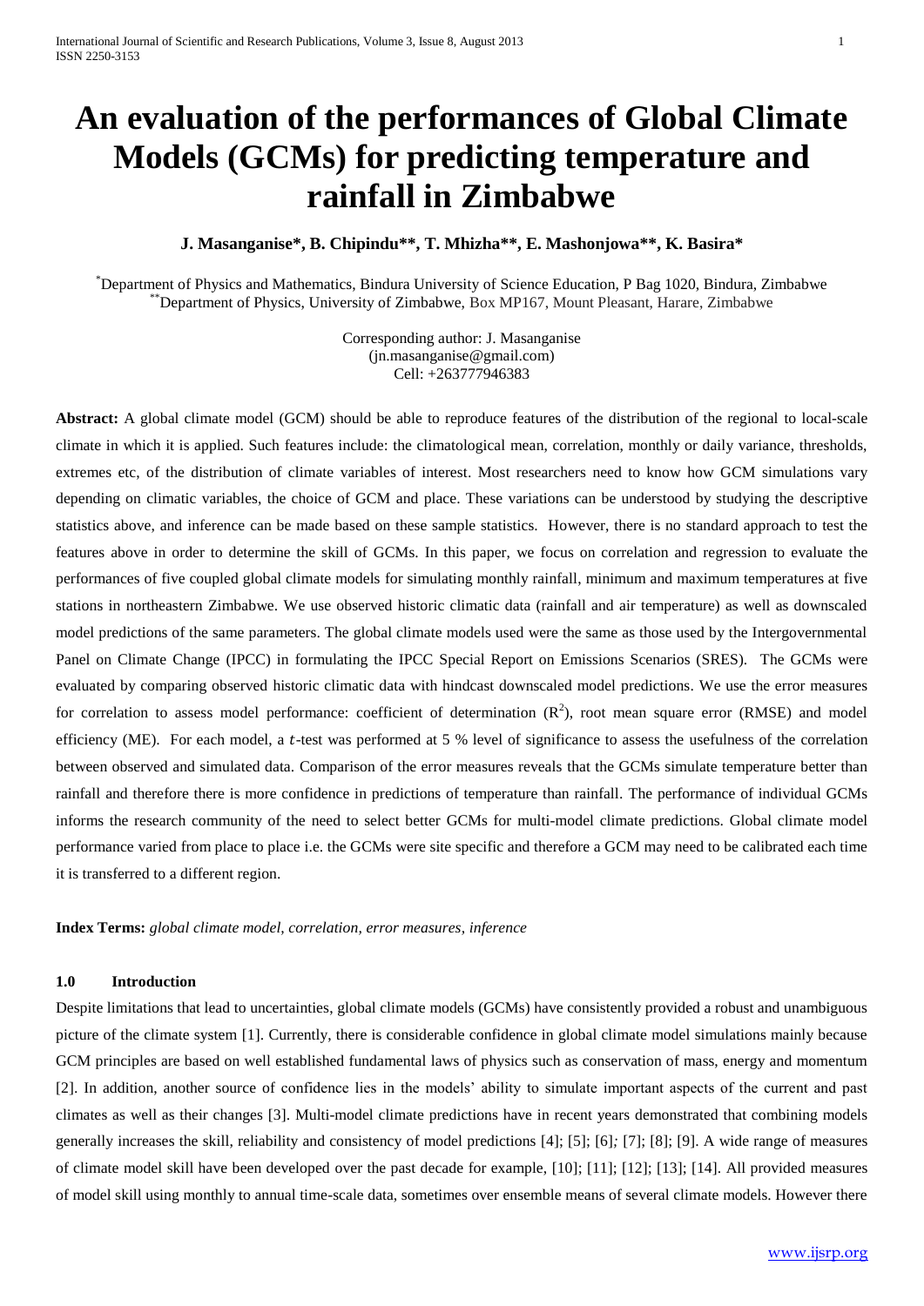# An evaluation of the performances of Global Climate Models (GCMs) for predicting temperature and rainfall in Zimbabwe

**J. Masanganise\*, B. Chipindu\*\*, T. Mhizha\*\*, E. Mashonjowa\*\*, K. Basira\***

\*Department of Physics and Mathematics, Bindura University of Science Education, P Bag 1020, Bindura, Zimbabwe
\*\*Department of Physics, University of Zimbabwe, Box MP167, Mount Pleasant, Harare, Zimbabwe

Corresponding author: J. Masanganise
(jn.masanganise@gmail.com)
Cell: +263777946383

**Abstract:** A global climate model (GCM) should be able to reproduce features of the distribution of the regional to local-scale climate in which it is applied. Such features include: the climatological mean, correlation, monthly or daily variance, thresholds, extremes etc, of the distribution of climate variables of interest. Most researchers need to know how GCM simulations vary depending on climatic variables, the choice of GCM and place. These variations can be understood by studying the descriptive statistics above, and inference can be made based on these sample statistics. However, there is no standard approach to test the features above in order to determine the skill of GCMs. In this paper, we focus on correlation and regression to evaluate the performances of five coupled global climate models for simulating monthly rainfall, minimum and maximum temperatures at five stations in northeastern Zimbabwe. We use observed historic climatic data (rainfall and air temperature) as well as downscaled model predictions of the same parameters. The global climate models used were the same as those used by the Intergovernmental Panel on Climate Change (IPCC) in formulating the IPCC Special Report on Emissions Scenarios (SRES). The GCMs were evaluated by comparing observed historic climatic data with hindcast downscaled model predictions. We use the error measures for correlation to assess model performance: coefficient of determination ($R^2$), root mean square error (RMSE) and model efficiency (ME). For each model, a $t$-test was performed at 5 % level of significance to assess the usefulness of the correlation between observed and simulated data. Comparison of the error measures reveals that the GCMs simulate temperature better than rainfall and therefore there is more confidence in predictions of temperature than rainfall. The performance of individual GCMs informs the research community of the need to select better GCMs for multi-model climate predictions. Global climate model performance varied from place to place i.e. the GCMs were site specific and therefore a GCM may need to be calibrated each time it is transferred to a different region.

**Index Terms:** *global climate model, correlation, error measures, inference*

## 1.0 Introduction

Despite limitations that lead to uncertainties, global climate models (GCMs) have consistently provided a robust and unambiguous picture of the climate system [1]. Currently, there is considerable confidence in global climate model simulations mainly because GCM principles are based on well established fundamental laws of physics such as conservation of mass, energy and momentum [2]. In addition, another source of confidence lies in the models' ability to simulate important aspects of the current and past climates as well as their changes [3]. Multi-model climate predictions have in recent years demonstrated that combining models generally increases the skill, reliability and consistency of model predictions [4]; [5]; [6]; [7]; [8]; [9]. A wide range of measures of climate model skill have been developed over the past decade for example, [10]; [11]; [12]; [13]; [14]. All provided measures of model skill using monthly to annual time-scale data, sometimes over ensemble means of several climate models. However there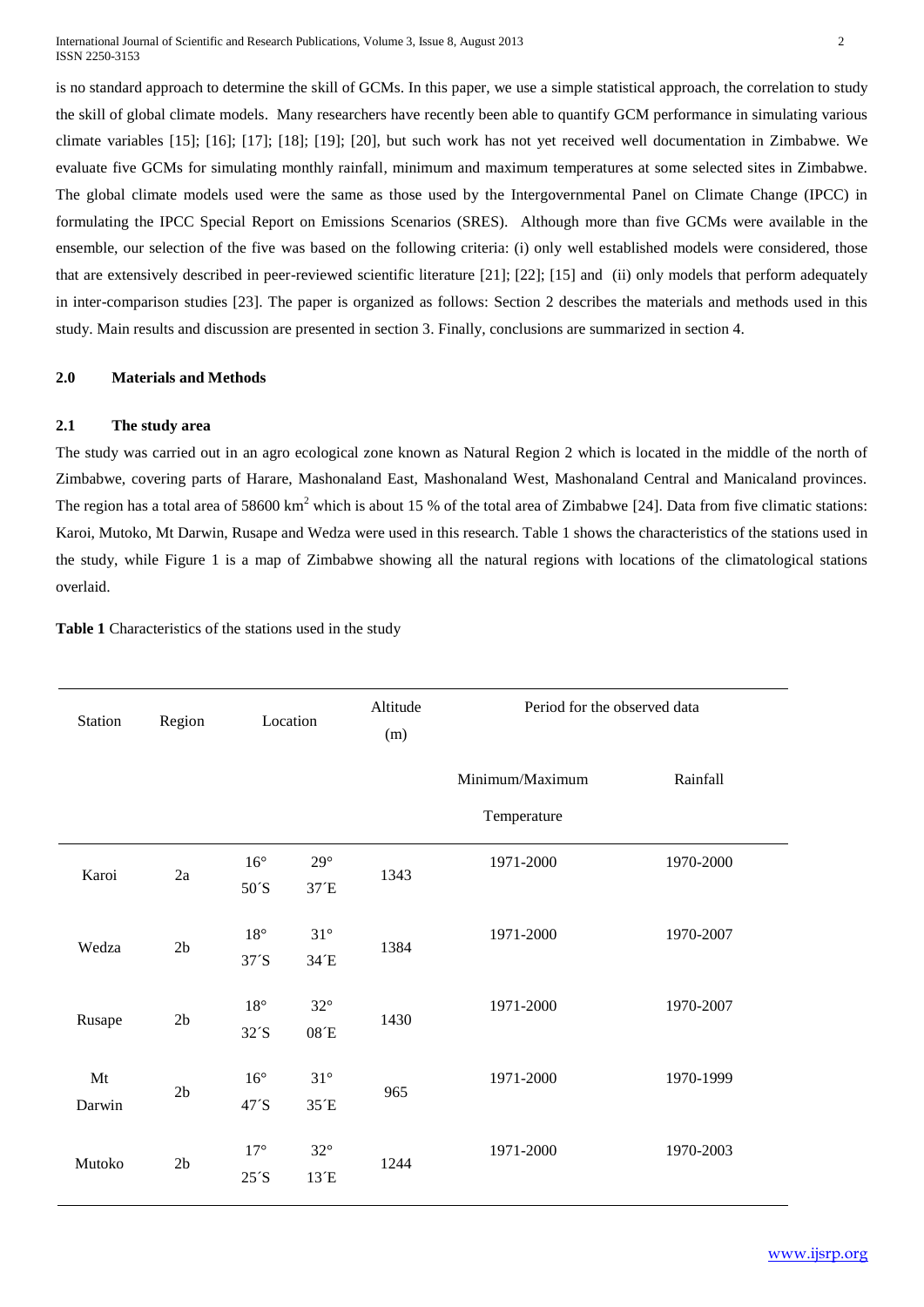is no standard approach to determine the skill of GCMs. In this paper, we use a simple statistical approach, the correlation to study the skill of global climate models. Many researchers have recently been able to quantify GCM performance in simulating various climate variables [15]; [16]; [17]; [18]; [19]; [20], but such work has not yet received well documentation in Zimbabwe. We evaluate five GCMs for simulating monthly rainfall, minimum and maximum temperatures at some selected sites in Zimbabwe. The global climate models used were the same as those used by the Intergovernmental Panel on Climate Change (IPCC) in formulating the IPCC Special Report on Emissions Scenarios (SRES). Although more than five GCMs were available in the ensemble, our selection of the five was based on the following criteria: (i) only well established models were considered, those that are extensively described in peer-reviewed scientific literature [21]; [22]; [15] and (ii) only models that perform adequately in inter-comparison studies [23]. The paper is organized as follows: Section 2 describes the materials and methods used in this study. Main results and discussion are presented in section 3. Finally, conclusions are summarized in section 4.

## 2.0 Materials and Methods

### 2.1 The study area

The study was carried out in an agro ecological zone known as Natural Region 2 which is located in the middle of the north of Zimbabwe, covering parts of Harare, Mashonaland East, Mashonaland West, Mashonaland Central and Manicaland provinces. The region has a total area of 58600 km$^2$ which is about 15 % of the total area of Zimbabwe [24]. Data from five climatic stations: Karoi, Mutoko, Mt Darwin, Rusape and Wedza were used in this research. Table 1 shows the characteristics of the stations used in the study, while Figure 1 is a map of Zimbabwe showing all the natural regions with locations of the climatological stations overlaid.

**Table 1** Characteristics of the stations used in the study

| Station | Region | Location | | Altitude (m) | Period for the observed data | |
|---|---|---|---|---|---|---|
| | | | | | Minimum/Maximum Temperature | Rainfall |
| Karoi | 2a | 16° 50´S | 29° 37´E | 1343 | 1971-2000 | 1970-2000 |
| Wedza | 2b | 18° 37´S | 31° 34´E | 1384 | 1971-2000 | 1970-2007 |
| Rusape | 2b | 18° 32´S | 32° 08´E | 1430 | 1971-2000 | 1970-2007 |
| Mt Darwin | 2b | 16° 47´S | 31° 35´E | 965 | 1971-2000 | 1970-1999 |
| Mutoko | 2b | 17° 25´S | 32° 13´E | 1244 | 1971-2000 | 1970-2003 |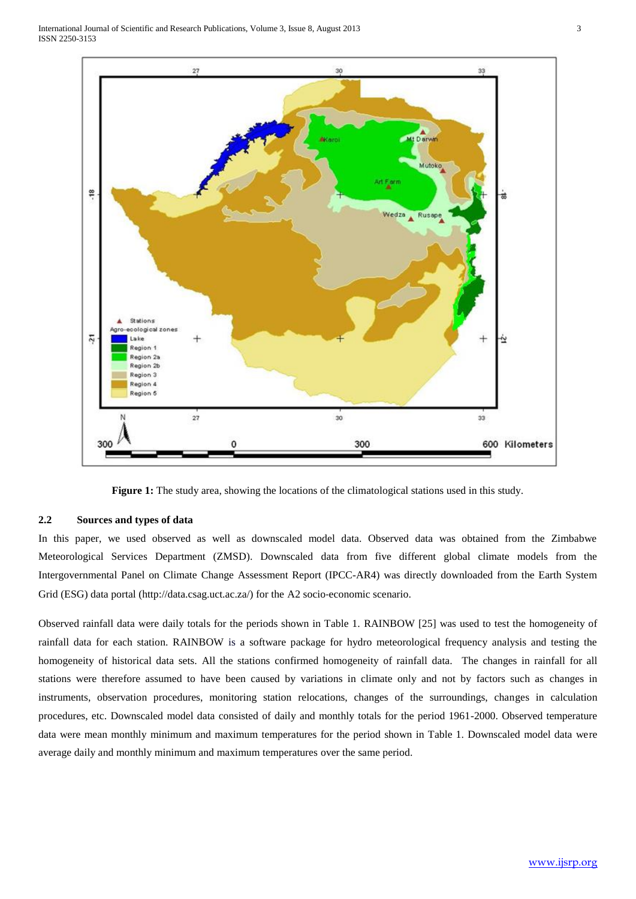**Figure 1:** The study area, showing the locations of the climatological stations used in this study.

### 2.2 Sources and types of data

In this paper, we used observed as well as downscaled model data. Observed data was obtained from the Zimbabwe Meteorological Services Department (ZMSD). Downscaled data from five different global climate models from the Intergovernmental Panel on Climate Change Assessment Report (IPCC-AR4) was directly downloaded from the Earth System Grid (ESG) data portal (http://data.csag.uct.ac.za/) for the A2 socio-economic scenario.

Observed rainfall data were daily totals for the periods shown in Table 1. RAINBOW [25] was used to test the homogeneity of rainfall data for each station. RAINBOW is a software package for hydro meteorological frequency analysis and testing the homogeneity of historical data sets. All the stations confirmed homogeneity of rainfall data. The changes in rainfall for all stations were therefore assumed to have been caused by variations in climate only and not by factors such as changes in instruments, observation procedures, monitoring station relocations, changes of the surroundings, changes in calculation procedures, etc. Downscaled model data consisted of daily and monthly totals for the period 1961-2000. Observed temperature data were mean monthly minimum and maximum temperatures for the period shown in Table 1. Downscaled model data were average daily and monthly minimum and maximum temperatures over the same period.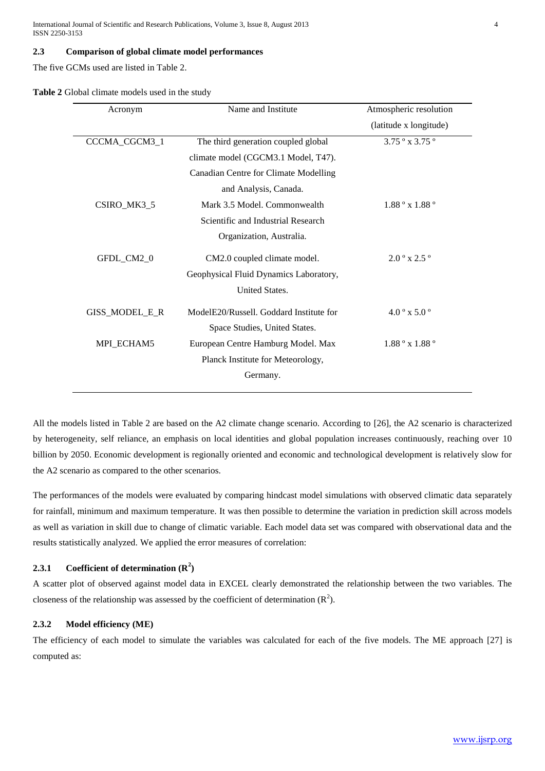### 2.3 Comparison of global climate model performances

The five GCMs used are listed in Table 2.

**Table 2** Global climate models used in the study

| Acronym | Name and Institute | Atmospheric resolution (latitude x longitude) |
|---|---|---|
| CCCMA_CGCM3_1 | The third generation coupled global climate model (CGCM3.1 Model, T47). Canadian Centre for Climate Modelling and Analysis, Canada. | 3.75 º x 3.75 º |
| CSIRO_MK3_5 | Mark 3.5 Model. Commonwealth Scientific and Industrial Research Organization, Australia. | 1.88 º x 1.88 º |
| GFDL_CM2_0 | CM2.0 coupled climate model. Geophysical Fluid Dynamics Laboratory, United States. | 2.0 º x 2.5 º |
| GISS_MODEL_E_R | ModelE20/Russell. Goddard Institute for Space Studies, United States. | 4.0 º x 5.0 º |
| MPI_ECHAM5 | European Centre Hamburg Model. Max Planck Institute for Meteorology, Germany. | 1.88 º x 1.88 º |

All the models listed in Table 2 are based on the A2 climate change scenario. According to [26], the A2 scenario is characterized by heterogeneity, self reliance, an emphasis on local identities and global population increases continuously, reaching over 10 billion by 2050. Economic development is regionally oriented and economic and technological development is relatively slow for the A2 scenario as compared to the other scenarios.

The performances of the models were evaluated by comparing hindcast model simulations with observed climatic data separately for rainfall, minimum and maximum temperature. It was then possible to determine the variation in prediction skill across models as well as variation in skill due to change of climatic variable. Each model data set was compared with observational data and the results statistically analyzed. We applied the error measures of correlation:

#### 2.3.1 Coefficient of determination ($R^2$)

A scatter plot of observed against model data in EXCEL clearly demonstrated the relationship between the two variables. The closeness of the relationship was assessed by the coefficient of determination ($R^2$).

#### 2.3.2 Model efficiency (ME)

The efficiency of each model to simulate the variables was calculated for each of the five models. The ME approach [27] is computed as: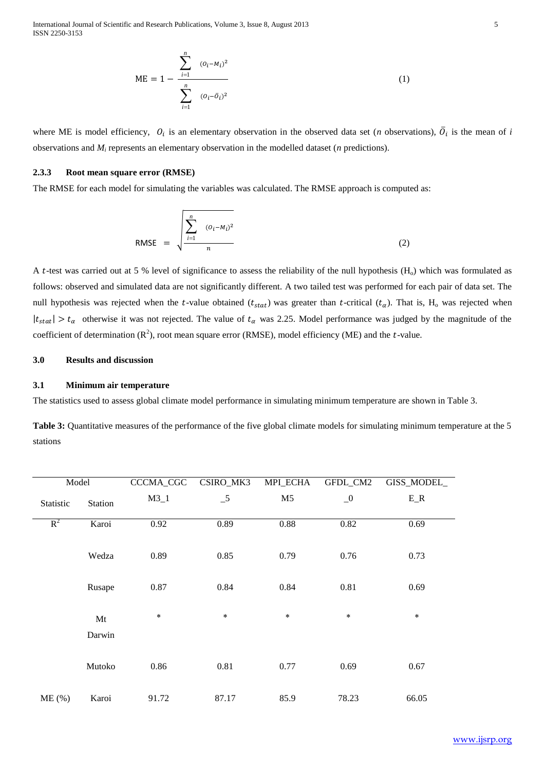$$\text{ME} = 1 - \frac{\sum_{i=1}^{n} (O_i - M_i)^2}{\sum_{i=1}^{n} (O_i - \bar{O}_i)^2} \tag{1}$$

where ME is model efficiency, $O_i$ is an elementary observation in the observed data set (*n* observations), $\bar{O}_i$ is the mean of *i* observations and $M_i$ represents an elementary observation in the modelled dataset (*n* predictions).

### 2.3.3 Root mean square error (RMSE)

The RMSE for each model for simulating the variables was calculated. The RMSE approach is computed as:

$$\text{RMSE} = \sqrt{\frac{\sum_{i=1}^{n} (O_i - M_i)^2}{n}} \tag{2}$$

A $t$-test was carried out at 5 % level of significance to assess the reliability of the null hypothesis ($H_o$) which was formulated as follows: observed and simulated data are not significantly different. A two tailed test was performed for each pair of data set. The null hypothesis was rejected when the $t$-value obtained ($t_{stat}$) was greater than $t$-critical ($t_\alpha$). That is, $H_o$ was rejected when $|t_{stat}| > t_\alpha$ otherwise it was not rejected. The value of $t_\alpha$ was 2.25. Model performance was judged by the magnitude of the coefficient of determination ($R^2$), root mean square error (RMSE), model efficiency (ME) and the $t$-value.

## 3.0 Results and discussion

### 3.1 Minimum air temperature

The statistics used to assess global climate model performance in simulating minimum temperature are shown in Table 3.

**Table 3:** Quantitative measures of the performance of the five global climate models for simulating minimum temperature at the 5 stations

| Model | | CCCMA_CGC | CSIRO_MK3 | MPI_ECHA | GFDL_CM2 | GISS_MODEL_ |
|---|---|---|---|---|---|---|
| Statistic | Station | M3_1 | _5 | M5 | _0 | E_R |
| $R^2$ | Karoi | 0.92 | 0.89 | 0.88 | 0.82 | 0.69 |
| | Wedza | 0.89 | 0.85 | 0.79 | 0.76 | 0.73 |
| | Rusape | 0.87 | 0.84 | 0.84 | 0.81 | 0.69 |
| | Mt Darwin | * | * | * | * | * |
| | Mutoko | 0.86 | 0.81 | 0.77 | 0.69 | 0.67 |
| ME (%) | Karoi | 91.72 | 87.17 | 85.9 | 78.23 | 66.05 |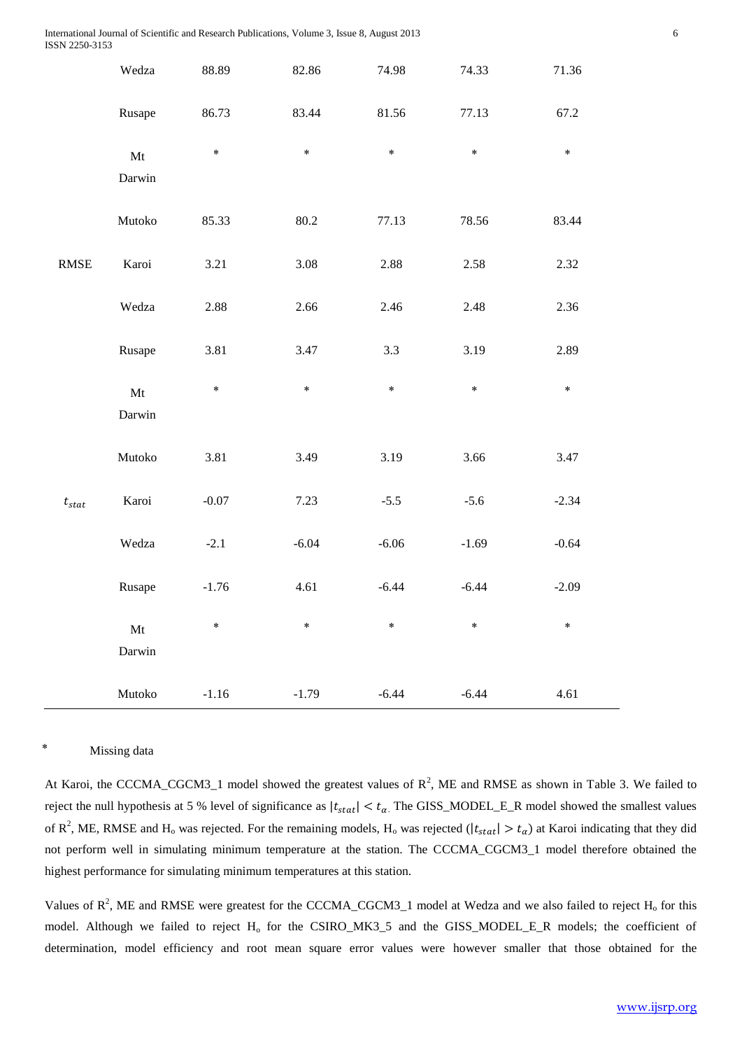| | | | | | | |
|---|---|---|---|---|---|---|
| | Wedza | 88.89 | 82.86 | 74.98 | 74.33 | 71.36 |
| | Rusape | 86.73 | 83.44 | 81.56 | 77.13 | 67.2 |
| | Mt Darwin | * | * | * | * | * |
| | Mutoko | 85.33 | 80.2 | 77.13 | 78.56 | 83.44 |
| RMSE | Karoi | 3.21 | 3.08 | 2.88 | 2.58 | 2.32 |
| | Wedza | 2.88 | 2.66 | 2.46 | 2.48 | 2.36 |
| | Rusape | 3.81 | 3.47 | 3.3 | 3.19 | 2.89 |
| | Mt Darwin | * | * | * | * | * |
| | Mutoko | 3.81 | 3.49 | 3.19 | 3.66 | 3.47 |
| $t_{stat}$ | Karoi | -0.07 | 7.23 | -5.5 | -5.6 | -2.34 |
| | Wedza | -2.1 | -6.04 | -6.06 | -1.69 | -0.64 |
| | Rusape | -1.76 | 4.61 | -6.44 | -6.44 | -2.09 |
| | Mt Darwin | * | * | * | * | * |
| | Mutoko | -1.16 | -1.79 | -6.44 | -6.44 | 4.61 |

\* Missing data

At Karoi, the CCCMA_CGCM3_1 model showed the greatest values of $R^2$, ME and RMSE as shown in Table 3. We failed to reject the null hypothesis at 5 % level of significance as $|t_{stat}| < t_{\alpha}$. The GISS_MODEL_E_R model showed the smallest values of $R^2$, ME, RMSE and $H_o$ was rejected. For the remaining models, $H_o$ was rejected ($|t_{stat}| > t_{\alpha}$) at Karoi indicating that they did not perform well in simulating minimum temperature at the station. The CCCMA_CGCM3_1 model therefore obtained the highest performance for simulating minimum temperatures at this station.

Values of $R^2$, ME and RMSE were greatest for the CCCMA_CGCM3_1 model at Wedza and we also failed to reject $H_o$ for this model. Although we failed to reject $H_o$ for the CSIRO_MK3_5 and the GISS_MODEL_E_R models; the coefficient of determination, model efficiency and root mean square error values were however smaller that those obtained for the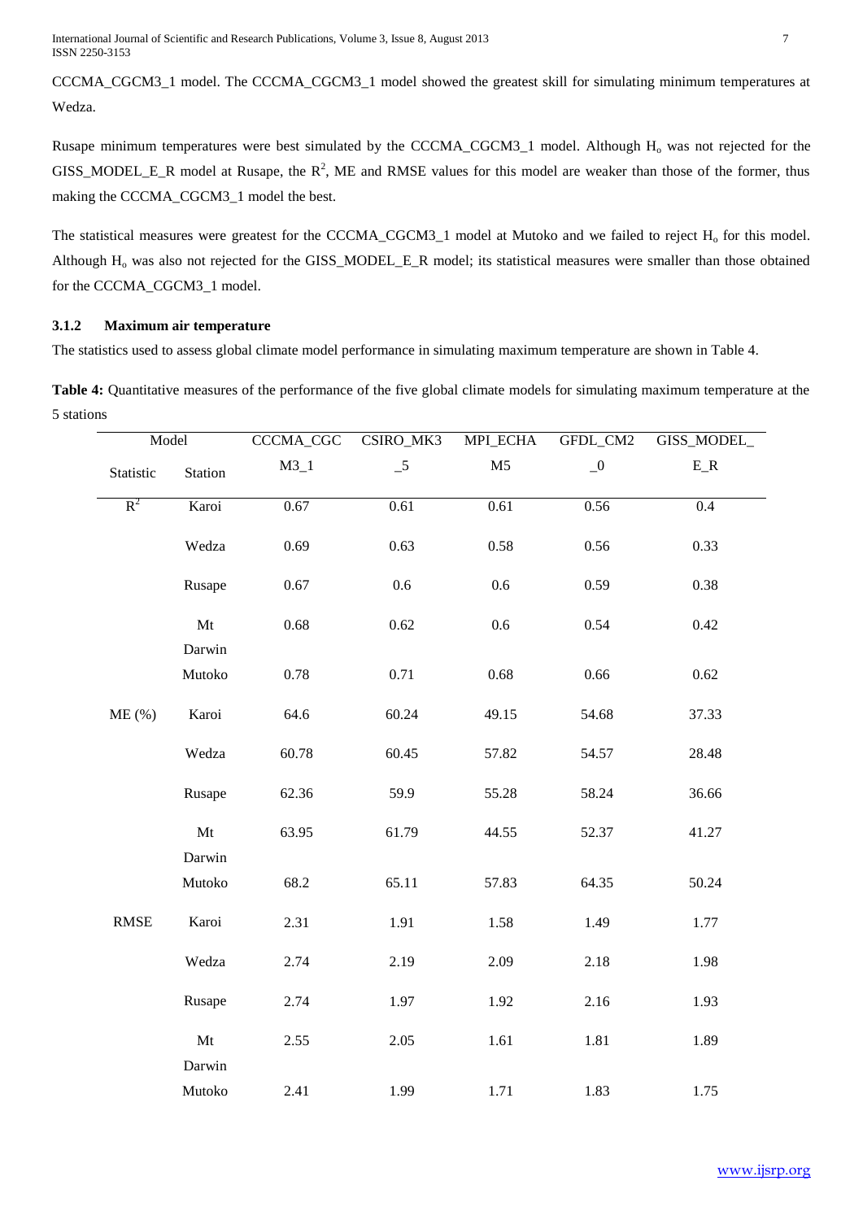CCCMA_CGCM3_1 model. The CCCMA_CGCM3_1 model showed the greatest skill for simulating minimum temperatures at Wedza.

Rusape minimum temperatures were best simulated by the CCCMA_CGCM3_1 model. Although $H_o$ was not rejected for the GISS_MODEL_E_R model at Rusape, the $R^2$, ME and RMSE values for this model are weaker than those of the former, thus making the CCCMA_CGCM3_1 model the best.

The statistical measures were greatest for the CCCMA_CGCM3_1 model at Mutoko and we failed to reject $H_o$ for this model. Although $H_o$ was also not rejected for the GISS_MODEL_E_R model; its statistical measures were smaller than those obtained for the CCCMA_CGCM3_1 model.

### 3.1.2 Maximum air temperature

The statistics used to assess global climate model performance in simulating maximum temperature are shown in Table 4.

**Table 4:** Quantitative measures of the performance of the five global climate models for simulating maximum temperature at the 5 stations

| Statistic | Station | CCCMA_CGCM3_1 | CSIRO_MK3_5 | MPI_ECHAM5 | GFDL_CM2_0 | GISS_MODEL_E_R |
|---|---|---|---|---|---|---|
| $R^2$ | Karoi | 0.67 | 0.61 | 0.61 | 0.56 | 0.4 |
| | Wedza | 0.69 | 0.63 | 0.58 | 0.56 | 0.33 |
| | Rusape | 0.67 | 0.6 | 0.6 | 0.59 | 0.38 |
| | Mt Darwin | 0.68 | 0.62 | 0.6 | 0.54 | 0.42 |
| | Mutoko | 0.78 | 0.71 | 0.68 | 0.66 | 0.62 |
| ME (%) | Karoi | 64.6 | 60.24 | 49.15 | 54.68 | 37.33 |
| | Wedza | 60.78 | 60.45 | 57.82 | 54.57 | 28.48 |
| | Rusape | 62.36 | 59.9 | 55.28 | 58.24 | 36.66 |
| | Mt Darwin | 63.95 | 61.79 | 44.55 | 52.37 | 41.27 |
| | Mutoko | 68.2 | 65.11 | 57.83 | 64.35 | 50.24 |
| RMSE | Karoi | 2.31 | 1.91 | 1.58 | 1.49 | 1.77 |
| | Wedza | 2.74 | 2.19 | 2.09 | 2.18 | 1.98 |
| | Rusape | 2.74 | 1.97 | 1.92 | 2.16 | 1.93 |
| | Mt Darwin | 2.55 | 2.05 | 1.61 | 1.81 | 1.89 |
| | Mutoko | 2.41 | 1.99 | 1.71 | 1.83 | 1.75 |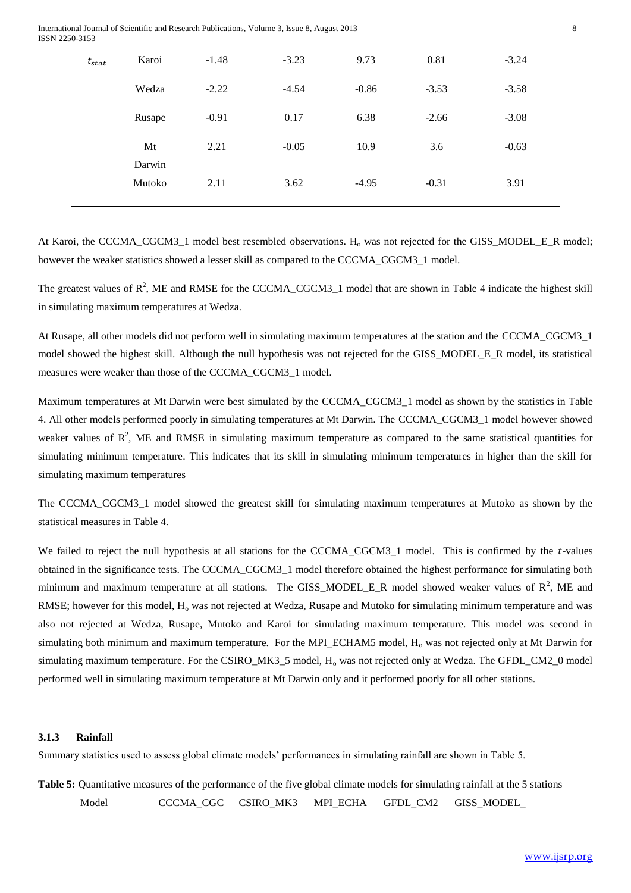| $t_{stat}$ | Karoi | -1.48 | -3.23 | 9.73 | 0.81 | -3.24 |
|---|---|---|---|---|---|---|
| | Wedza | -2.22 | -4.54 | -0.86 | -3.53 | -3.58 |
| | Rusape | -0.91 | 0.17 | 6.38 | -2.66 | -3.08 |
| | Mt Darwin | 2.21 | -0.05 | 10.9 | 3.6 | -0.63 |
| | Mutoko | 2.11 | 3.62 | -4.95 | -0.31 | 3.91 |

At Karoi, the CCCMA_CGCM3_1 model best resembled observations. $H_o$ was not rejected for the GISS_MODEL_E_R model; however the weaker statistics showed a lesser skill as compared to the CCCMA_CGCM3_1 model.

The greatest values of $R^2$, ME and RMSE for the CCCMA_CGCM3_1 model that are shown in Table 4 indicate the highest skill in simulating maximum temperatures at Wedza.

At Rusape, all other models did not perform well in simulating maximum temperatures at the station and the CCCMA_CGCM3_1 model showed the highest skill. Although the null hypothesis was not rejected for the GISS_MODEL_E_R model, its statistical measures were weaker than those of the CCCMA_CGCM3_1 model.

Maximum temperatures at Mt Darwin were best simulated by the CCCMA_CGCM3_1 model as shown by the statistics in Table 4. All other models performed poorly in simulating temperatures at Mt Darwin. The CCCMA_CGCM3_1 model however showed weaker values of $R^2$, ME and RMSE in simulating maximum temperature as compared to the same statistical quantities for simulating minimum temperature. This indicates that its skill in simulating minimum temperatures in higher than the skill for simulating maximum temperatures

The CCCMA_CGCM3_1 model showed the greatest skill for simulating maximum temperatures at Mutoko as shown by the statistical measures in Table 4.

We failed to reject the null hypothesis at all stations for the CCCMA_CGCM3_1 model. This is confirmed by the $t$-values obtained in the significance tests. The CCCMA_CGCM3_1 model therefore obtained the highest performance for simulating both minimum and maximum temperature at all stations. The GISS_MODEL_E_R model showed weaker values of $R^2$, ME and RMSE; however for this model, $H_o$ was not rejected at Wedza, Rusape and Mutoko for simulating minimum temperature and was also not rejected at Wedza, Rusape, Mutoko and Karoi for simulating maximum temperature. This model was second in simulating both minimum and maximum temperature. For the MPI_ECHAM5 model, $H_o$ was not rejected only at Mt Darwin for simulating maximum temperature. For the CSIRO_MK3_5 model, $H_o$ was not rejected only at Wedza. The GFDL_CM2_0 model performed well in simulating maximum temperature at Mt Darwin only and it performed poorly for all other stations.

#### 3.1.3 Rainfall

Summary statistics used to assess global climate models' performances in simulating rainfall are shown in Table 5.

**Table 5:** Quantitative measures of the performance of the five global climate models for simulating rainfall at the 5 stations

| Model | CCCMA_CGC | CSIRO_MK3 | MPI_ECHA | GFDL_CM2 | GISS_MODEL_ |
|---|---|---|---|---|---|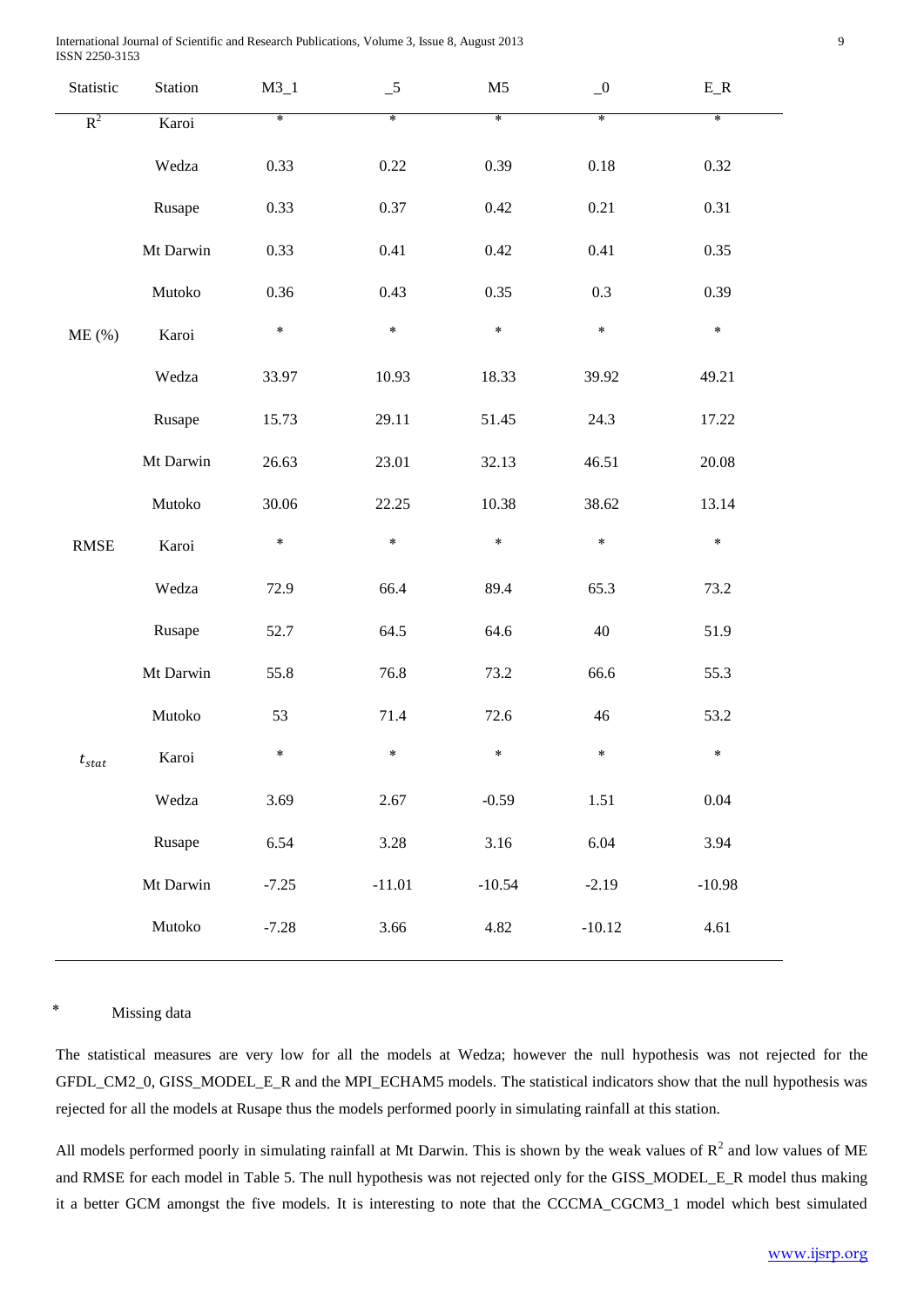| Statistic | Station | M3_1 | _5 | M5 | _0 | E_R |
|---|---|---|---|---|---|---|
| $R^2$ | Karoi | * | * | * | * | * |
| | Wedza | 0.33 | 0.22 | 0.39 | 0.18 | 0.32 |
| | Rusape | 0.33 | 0.37 | 0.42 | 0.21 | 0.31 |
| | Mt Darwin | 0.33 | 0.41 | 0.42 | 0.41 | 0.35 |
| | Mutoko | 0.36 | 0.43 | 0.35 | 0.3 | 0.39 |
| ME (%) | Karoi | * | * | * | * | * |
| | Wedza | 33.97 | 10.93 | 18.33 | 39.92 | 49.21 |
| | Rusape | 15.73 | 29.11 | 51.45 | 24.3 | 17.22 |
| | Mt Darwin | 26.63 | 23.01 | 32.13 | 46.51 | 20.08 |
| | Mutoko | 30.06 | 22.25 | 10.38 | 38.62 | 13.14 |
| RMSE | Karoi | * | * | * | * | * |
| | Wedza | 72.9 | 66.4 | 89.4 | 65.3 | 73.2 |
| | Rusape | 52.7 | 64.5 | 64.6 | 40 | 51.9 |
| | Mt Darwin | 55.8 | 76.8 | 73.2 | 66.6 | 55.3 |
| | Mutoko | 53 | 71.4 | 72.6 | 46 | 53.2 |
| $t_{stat}$ | Karoi | * | * | * | * | * |
| | Wedza | 3.69 | 2.67 | -0.59 | 1.51 | 0.04 |
| | Rusape | 6.54 | 3.28 | 3.16 | 6.04 | 3.94 |
| | Mt Darwin | -7.25 | -11.01 | -10.54 | -2.19 | -10.98 |
| | Mutoko | -7.28 | 3.66 | 4.82 | -10.12 | 4.61 |

\* Missing data

The statistical measures are very low for all the models at Wedza; however the null hypothesis was not rejected for the GFDL_CM2_0, GISS_MODEL_E_R and the MPI_ECHAM5 models. The statistical indicators show that the null hypothesis was rejected for all the models at Rusape thus the models performed poorly in simulating rainfall at this station.

All models performed poorly in simulating rainfall at Mt Darwin. This is shown by the weak values of $R^2$ and low values of ME and RMSE for each model in Table 5. The null hypothesis was not rejected only for the GISS_MODEL_E_R model thus making it a better GCM amongst the five models. It is interesting to note that the CCCMA_CGCM3_1 model which best simulated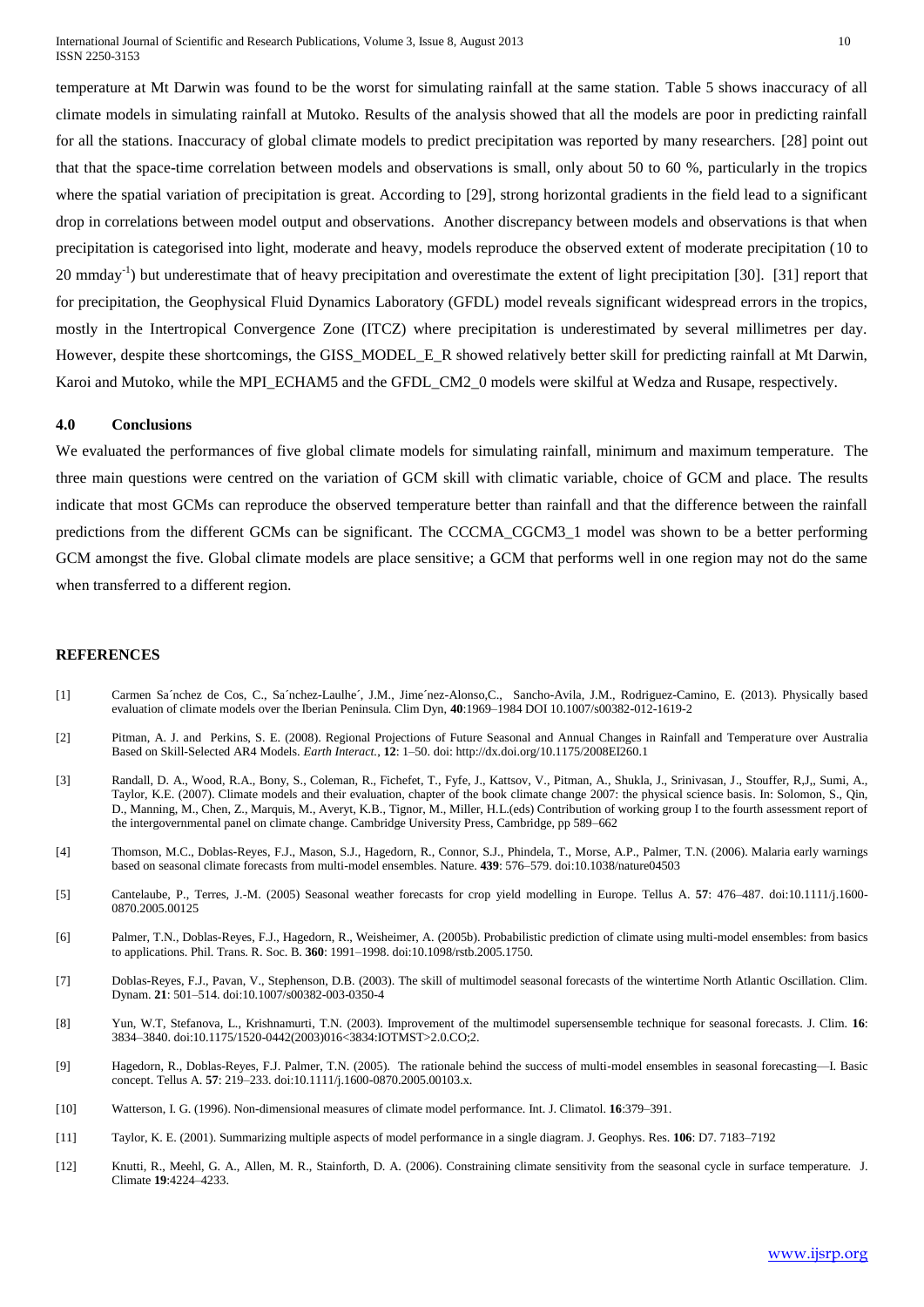temperature at Mt Darwin was found to be the worst for simulating rainfall at the same station. Table 5 shows inaccuracy of all climate models in simulating rainfall at Mutoko. Results of the analysis showed that all the models are poor in predicting rainfall for all the stations. Inaccuracy of global climate models to predict precipitation was reported by many researchers. [28] point out that that the space-time correlation between models and observations is small, only about 50 to 60 %, particularly in the tropics where the spatial variation of precipitation is great. According to [29], strong horizontal gradients in the field lead to a significant drop in correlations between model output and observations. Another discrepancy between models and observations is that when precipitation is categorised into light, moderate and heavy, models reproduce the observed extent of moderate precipitation (10 to 20 $mmday^{-1}$) but underestimate that of heavy precipitation and overestimate the extent of light precipitation [30]. [31] report that for precipitation, the Geophysical Fluid Dynamics Laboratory (GFDL) model reveals significant widespread errors in the tropics, mostly in the Intertropical Convergence Zone (ITCZ) where precipitation is underestimated by several millimetres per day. However, despite these shortcomings, the GISS_MODEL_E_R showed relatively better skill for predicting rainfall at Mt Darwin, Karoi and Mutoko, while the MPI_ECHAM5 and the GFDL_CM2_0 models were skilful at Wedza and Rusape, respectively.

## 4.0 Conclusions

We evaluated the performances of five global climate models for simulating rainfall, minimum and maximum temperature. The three main questions were centred on the variation of GCM skill with climatic variable, choice of GCM and place. The results indicate that most GCMs can reproduce the observed temperature better than rainfall and that the difference between the rainfall predictions from the different GCMs can be significant. The CCCMA_CGCM3_1 model was shown to be a better performing GCM amongst the five. Global climate models are place sensitive; a GCM that performs well in one region may not do the same when transferred to a different region.

## REFERENCES

[1] Carmen Sa´nchez de Cos, C., Sa´nchez-Laulhe´, J.M., Jime´nez-Alonso,C., Sancho-Avila, J.M., Rodriguez-Camino, E. (2013). Physically based evaluation of climate models over the Iberian Peninsula. Clim Dyn, **40**:1969–1984 DOI 10.1007/s00382-012-1619-2

[2] Pitman, A. J. and Perkins, S. E. (2008). Regional Projections of Future Seasonal and Annual Changes in Rainfall and Temperature over Australia Based on Skill-Selected AR4 Models. *Earth Interact.*, **12**: 1–50. doi: http://dx.doi.org/10.1175/2008EI260.1

[3] Randall, D. A., Wood, R.A., Bony, S., Coleman, R., Fichefet, T., Fyfe, J., Kattsov, V., Pitman, A., Shukla, J., Srinivasan, J., Stouffer, R,J,, Sumi, A., Taylor, K.E. (2007). Climate models and their evaluation, chapter of the book climate change 2007: the physical science basis. In: Solomon, S., Qin, D., Manning, M., Chen, Z., Marquis, M., Averyt, K.B., Tignor, M., Miller, H.L.(eds) Contribution of working group I to the fourth assessment report of the intergovernmental panel on climate change. Cambridge University Press, Cambridge, pp 589–662

[4] Thomson, M.C., Doblas-Reyes, F.J., Mason, S.J., Hagedorn, R., Connor, S.J., Phindela, T., Morse, A.P., Palmer, T.N. (2006). Malaria early warnings based on seasonal climate forecasts from multi-model ensembles. Nature. **439**: 576–579. doi:10.1038/nature04503

[5] Cantelaube, P., Terres, J.-M. (2005) Seasonal weather forecasts for crop yield modelling in Europe. Tellus A. **57**: 476–487. doi:10.1111/j.1600-0870.2005.00125

[6] Palmer, T.N., Doblas-Reyes, F.J., Hagedorn, R., Weisheimer, A. (2005b). Probabilistic prediction of climate using multi-model ensembles: from basics to applications. Phil. Trans. R. Soc. B. **360**: 1991–1998. doi:10.1098/rstb.2005.1750.

[7] Doblas-Reyes, F.J., Pavan, V., Stephenson, D.B. (2003). The skill of multimodel seasonal forecasts of the wintertime North Atlantic Oscillation. Clim. Dynam. **21**: 501–514. doi:10.1007/s00382-003-0350-4

[8] Yun, W.T, Stefanova, L., Krishnamurti, T.N. (2003). Improvement of the multimodel supersensemble technique for seasonal forecasts. J. Clim. **16**: 3834–3840. doi:10.1175/1520-0442(2003)016<3834:IOTMST>2.0.CO;2.

[9] Hagedorn, R., Doblas-Reyes, F.J. Palmer, T.N. (2005). The rationale behind the success of multi-model ensembles in seasonal forecasting—I. Basic concept. Tellus A. **57**: 219–233. doi:10.1111/j.1600-0870.2005.00103.x.

[10] Watterson, I. G. (1996). Non-dimensional measures of climate model performance. Int. J. Climatol. **16**:379–391.

[11] Taylor, K. E. (2001). Summarizing multiple aspects of model performance in a single diagram. J. Geophys. Res. **106**: D7. 7183–7192

[12] Knutti, R., Meehl, G. A., Allen, M. R., Stainforth, D. A. (2006). Constraining climate sensitivity from the seasonal cycle in surface temperature. J. Climate **19**:4224–4233.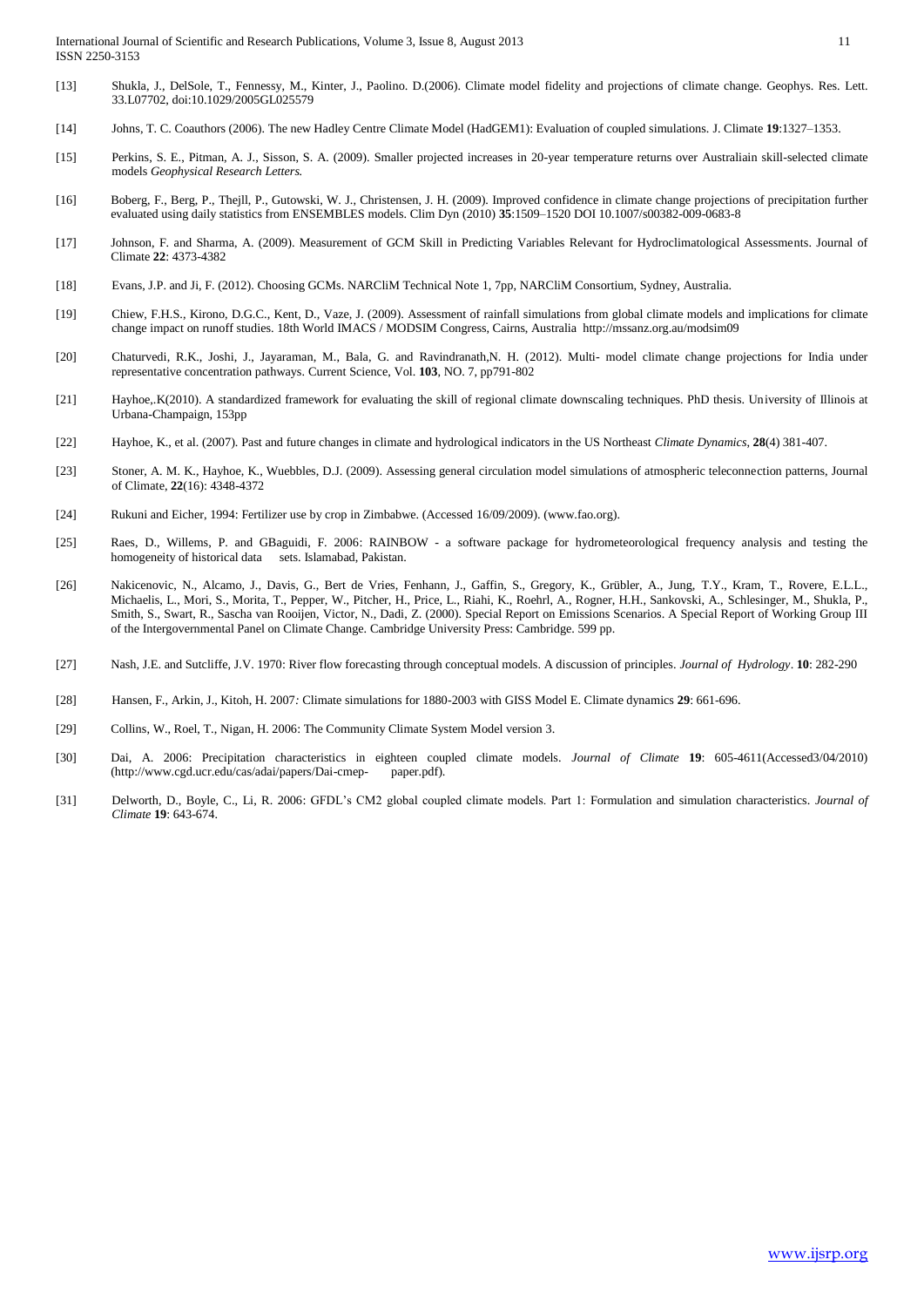[13] Shukla, J., DelSole, T., Fennessy, M., Kinter, J., Paolino. D.(2006). Climate model fidelity and projections of climate change. Geophys. Res. Lett. 33.L07702, doi:10.1029/2005GL025579

[14] Johns, T. C. Coauthors (2006). The new Hadley Centre Climate Model (HadGEM1): Evaluation of coupled simulations. J. Climate **19**:1327–1353.

[15] Perkins, S. E., Pitman, A. J., Sisson, S. A. (2009). Smaller projected increases in 20-year temperature returns over Australiain skill-selected climate models *Geophysical Research Letters.*

[16] Boberg, F., Berg, P., Thejll, P., Gutowski, W. J., Christensen, J. H. (2009). Improved confidence in climate change projections of precipitation further evaluated using daily statistics from ENSEMBLES models. Clim Dyn (2010) **35**:1509–1520 DOI 10.1007/s00382-009-0683-8

[17] Johnson, F. and Sharma, A. (2009). Measurement of GCM Skill in Predicting Variables Relevant for Hydroclimatological Assessments. Journal of Climate **22**: 4373-4382

[18] Evans, J.P. and Ji, F. (2012). Choosing GCMs. NARCliM Technical Note 1, 7pp, NARCliM Consortium, Sydney, Australia.

[19] Chiew, F.H.S., Kirono, D.G.C., Kent, D., Vaze, J. (2009). Assessment of rainfall simulations from global climate models and implications for climate change impact on runoff studies. 18th World IMACS / MODSIM Congress, Cairns, Australia http://mssanz.org.au/modsim09

[20] Chaturvedi, R.K., Joshi, J., Jayaraman, M., Bala, G. and Ravindranath,N. H. (2012). Multi- model climate change projections for India under representative concentration pathways. Current Science, Vol. **103**, NO. 7, pp791-802

[21] Hayhoe,.K(2010). A standardized framework for evaluating the skill of regional climate downscaling techniques. PhD thesis. University of Illinois at Urbana-Champaign, 153pp

[22] Hayhoe, K., et al. (2007). Past and future changes in climate and hydrological indicators in the US Northeast *Climate Dynamics*, **28**(4) 381-407.

[23] Stoner, A. M. K., Hayhoe, K., Wuebbles, D.J. (2009). Assessing general circulation model simulations of atmospheric teleconnection patterns, Journal of Climate, **22**(16): 4348-4372

[24] Rukuni and Eicher, 1994: Fertilizer use by crop in Zimbabwe. (Accessed 16/09/2009). (www.fao.org).

[25] Raes, D., Willems, P. and GBaguidi, F. 2006: RAINBOW - a software package for hydrometeorological frequency analysis and testing the homogeneity of historical data sets. Islamabad, Pakistan.

[26] Nakicenovic, N., Alcamo, J., Davis, G., Bert de Vries, Fenhann, J., Gaffin, S., Gregory, K., Grübler, A., Jung, T.Y., Kram, T., Rovere, E.L.L., Michaelis, L., Mori, S., Morita, T., Pepper, W., Pitcher, H., Price, L., Riahi, K., Roehrl, A., Rogner, H.H., Sankovski, A., Schlesinger, M., Shukla, P., Smith, S., Swart, R., Sascha van Rooijen, Victor, N., Dadi, Z. (2000). Special Report on Emissions Scenarios. A Special Report of Working Group III of the Intergovernmental Panel on Climate Change. Cambridge University Press: Cambridge. 599 pp.

[27] Nash, J.E. and Sutcliffe, J.V. 1970: River flow forecasting through conceptual models. A discussion of principles. *Journal of Hydrology*. **10**: 282-290

[28] Hansen, F., Arkin, J., Kitoh, H. 2007: Climate simulations for 1880-2003 with GISS Model E. Climate dynamics **29**: 661-696.

[29] Collins, W., Roel, T., Nigan, H. 2006: The Community Climate System Model version 3.

[30] Dai, A. 2006: Precipitation characteristics in eighteen coupled climate models. *Journal of Climate* **19**: 605-4611(Accessed3/04/2010) (http://www.cgd.ucr.edu/cas/adai/papers/Dai-cmep- paper.pdf).

[31] Delworth, D., Boyle, C., Li, R. 2006: GFDL's CM2 global coupled climate models. Part 1: Formulation and simulation characteristics. *Journal of Climate* **19**: 643-674.